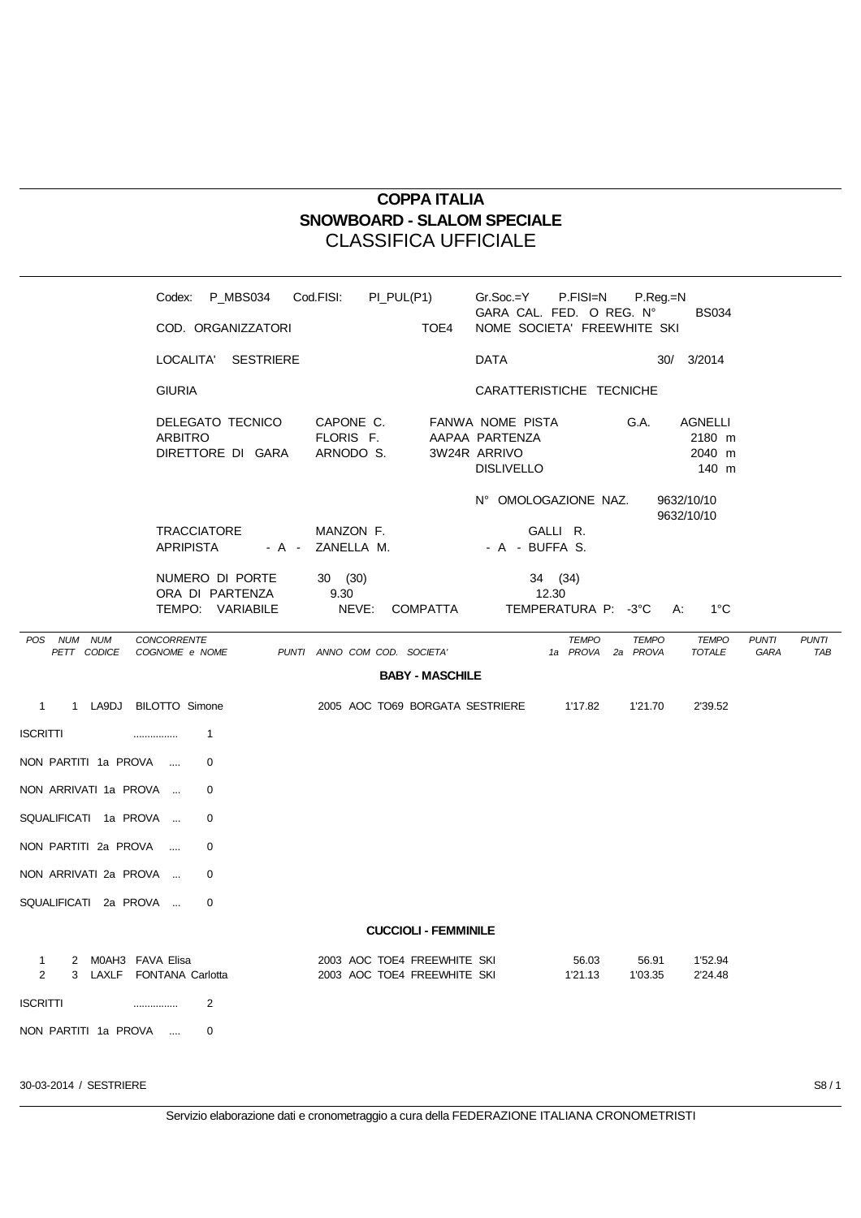# COPPA ITALIA
## SNOWBOARD - SLALOM SPECIALE
## CLASSIFICA UFFICIALE

Codex: P_MBS034 Cod.FISI: PI_PUL(P1) Gr.Soc.=Y P.FISI=N P.Reg.=N
GARA CAL. FED. O REG. N° BS034

COD. ORGANIZZATORI TOE4 NOME SOCIETA' FREEWHITE SKI

LOCALITA' SESTRIERE DATA 30/ 3/2014

GIURIA | CARATTERISTICHE TECNICHE

| | | | | | |
|---|---|---|---|---|---|
| DELEGATO TECNICO | CAPONE C. | FANWA | NOME PISTA | G.A. | AGNELLI |
| ARBITRO | FLORIS F. | AAPAA | PARTENZA | | 2180 m |
| DIRETTORE DI GARA | ARNODO S. | 3W24R | ARRIVO | | 2040 m |
| | | | DISLIVELLO | | 140 m |

N° OMOLOGAZIONE NAZ. 9632/10/10
9632/10/10

| | | |
|---|---|---|
| TRACCIATORE | MANZON F. | GALLI R. |
| APRIPISTA | - A - ZANELLA M. | - A - BUFFA S. |
| NUMERO DI PORTE | 30 (30) | 34 (34) |
| ORA DI PARTENZA | 9.30 | 12.30 |

TEMPO: VARIABILE NEVE: COMPATTA TEMPERATURA P: -3°C A: 1°C

| POS | NUM PETT | NUM CODICE | CONCORRENTE COGNOME e NOME | PUNTI | ANNO | COM | COD. | SOCIETA' | TEMPO 1a PROVA | TEMPO 2a PROVA | TEMPO TOTALE | PUNTI GARA | PUNTI TAB |
|---|---|---|---|---|---|---|---|---|---|---|---|---|---|
| | | | **BABY - MASCHILE** | | | | | | | | | | |
| 1 | 1 | LA9DJ | BILOTTO Simone | | 2005 | AOC | TO69 | BORGATA SESTRIERE | 1'17.82 | 1'21.70 | 2'39.52 | | |

ISCRITTI ............... 1

NON PARTITI 1a PROVA .... 0

NON ARRIVATI 1a PROVA ... 0

SQUALIFICATI 1a PROVA ... 0

NON PARTITI 2a PROVA .... 0

NON ARRIVATI 2a PROVA ... 0

SQUALIFICATI 2a PROVA ... 0

| POS | NUM PETT | NUM CODICE | CONCORRENTE COGNOME e NOME | PUNTI | ANNO | COM | COD. | SOCIETA' | TEMPO 1a PROVA | TEMPO 2a PROVA | TEMPO TOTALE | PUNTI GARA | PUNTI TAB |
|---|---|---|---|---|---|---|---|---|---|---|---|---|---|
| | | | **CUCCIOLI - FEMMINILE** | | | | | | | | | | |
| 1 | 2 | M0AH3 | FAVA Elisa | | 2003 | AOC | TOE4 | FREEWHITE SKI | 56.03 | 56.91 | 1'52.94 | | |
| 2 | 3 | LAXLF | FONTANA Carlotta | | 2003 | AOC | TOE4 | FREEWHITE SKI | 1'21.13 | 1'03.35 | 2'24.48 | | |

ISCRITTI ............... 2

NON PARTITI 1a PROVA .... 0

30-03-2014 / SESTRIERE

Servizio elaborazione dati e cronometraggio a cura della FEDERAZIONE ITALIANA CRONOMETRISTI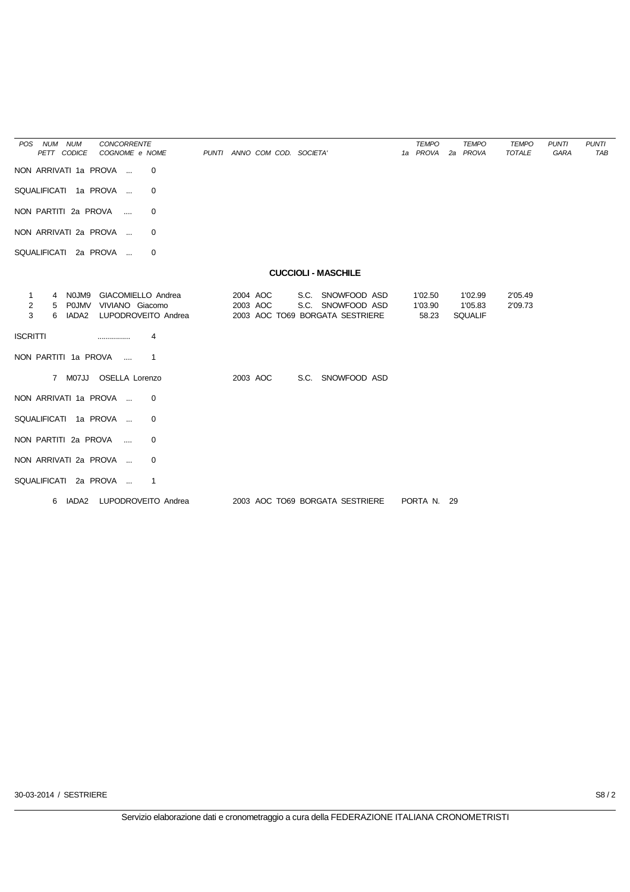| POS | NUM PETT | NUM CODICE | CONCORRENTE COGNOME e NOME | PUNTI | ANNO | COM | COD. | SOCIETA' | TEMPO 1a PROVA | TEMPO 2a PROVA | TEMPO TOTALE | PUNTI GARA | PUNTI TAB |
|---|---|---|---|---|---|---|---|---|---|---|---|---|---|

NON ARRIVATI 1a PROVA ... 0

SQUALIFICATI 1a PROVA ... 0

NON PARTITI 2a PROVA .... 0

NON ARRIVATI 2a PROVA ... 0

SQUALIFICATI 2a PROVA ... 0

## CUCCIOLI - MASCHILE

| POS | NUM PETT | NUM CODICE | CONCORRENTE COGNOME e NOME | PUNTI | ANNO | COM | COD. | SOCIETA' | TEMPO 1a PROVA | TEMPO 2a PROVA | TEMPO TOTALE | PUNTI GARA | PUNTI TAB |
|---|---|---|---|---|---|---|---|---|---|---|---|---|---|
| 1 | 4 | N0JM9 | GIACOMIELLO Andrea | | 2004 | AOC | | S.C. SNOWFOOD ASD | 1'02.50 | 1'02.99 | 2'05.49 | | |
| 2 | 5 | P0JMV | VIVIANO Giacomo | | 2003 | AOC | | S.C. SNOWFOOD ASD | 1'03.90 | 1'05.83 | 2'09.73 | | |
| 3 | 6 | IADA2 | LUPODROVEITO Andrea | | 2003 | AOC | TO69 | BORGATA SESTRIERE | 58.23 | SQUALIF | | | |

ISCRITTI ............... 4

NON PARTITI 1a PROVA .... 1

| NUM PETT | NUM CODICE | CONCORRENTE COGNOME e NOME | ANNO | COM | COD. | SOCIETA' |
|---|---|---|---|---|---|---|
| 7 | M07JJ | OSELLA Lorenzo | 2003 | AOC | | S.C. SNOWFOOD ASD |

NON ARRIVATI 1a PROVA ... 0

SQUALIFICATI 1a PROVA ... 0

NON PARTITI 2a PROVA .... 0

NON ARRIVATI 2a PROVA ... 0

SQUALIFICATI 2a PROVA ... 1

| NUM PETT | NUM CODICE | CONCORRENTE COGNOME e NOME | ANNO | COM | COD. | SOCIETA' | |
|---|---|---|---|---|---|---|---|
| 6 | IADA2 | LUPODROVEITO Andrea | 2003 | AOC | TO69 | BORGATA SESTRIERE | PORTA N. 29 |

30-03-2014 / SESTRIERE

Servizio elaborazione dati e cronometraggio a cura della FEDERAZIONE ITALIANA CRONOMETRISTI